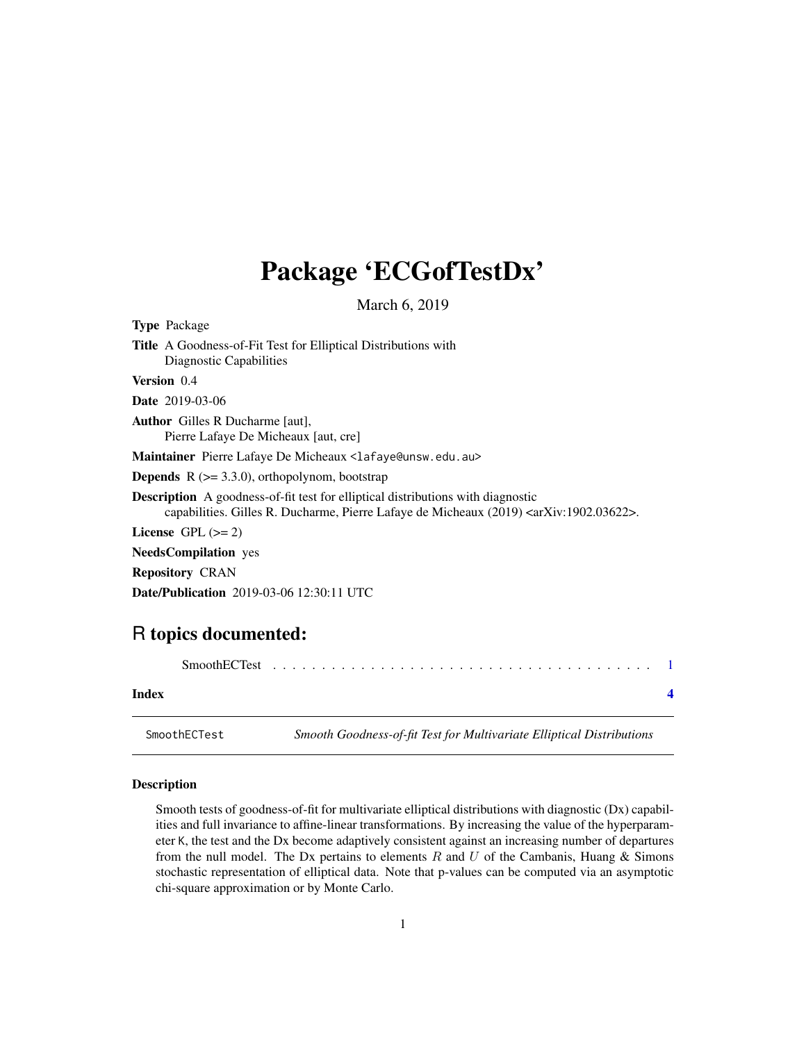# Package 'ECGofTestDx'

March 6, 2019

**Type** Package

**Title** A Goodness-of-Fit Test for Elliptical Distributions with Diagnostic Capabilities

**Version** 0.4

**Date** 2019-03-06

**Author** Gilles R Ducharme [aut], Pierre Lafaye De Micheaux [aut, cre]

**Maintainer** Pierre Lafaye De Micheaux <lafaye@unsw.edu.au>

**Depends** R (>= 3.3.0), orthopolynom, bootstrap

**Description** A goodness-of-fit test for elliptical distributions with diagnostic capabilities. Gilles R. Ducharme, Pierre Lafaye de Micheaux (2019) <arXiv:1902.03622>.

**License** GPL (>= 2)

**NeedsCompilation** yes

**Repository** CRAN

**Date/Publication** 2019-03-06 12:30:11 UTC

## R topics documented:

SmoothECTest . . . . . . . . . . . . . . . . . . . . . . . . . . . . . . . . . . . . . . 1

**Index** 4

---

SmoothECTest — *Smooth Goodness-of-fit Test for Multivariate Elliptical Distributions*

### Description

Smooth tests of goodness-of-fit for multivariate elliptical distributions with diagnostic (Dx) capabilities and full invariance to affine-linear transformations. By increasing the value of the hyperparameter K, the test and the Dx become adaptively consistent against an increasing number of departures from the null model. The Dx pertains to elements $R$ and $U$ of the Cambanis, Huang & Simons stochastic representation of elliptical data. Note that p-values can be computed via an asymptotic chi-square approximation or by Monte Carlo.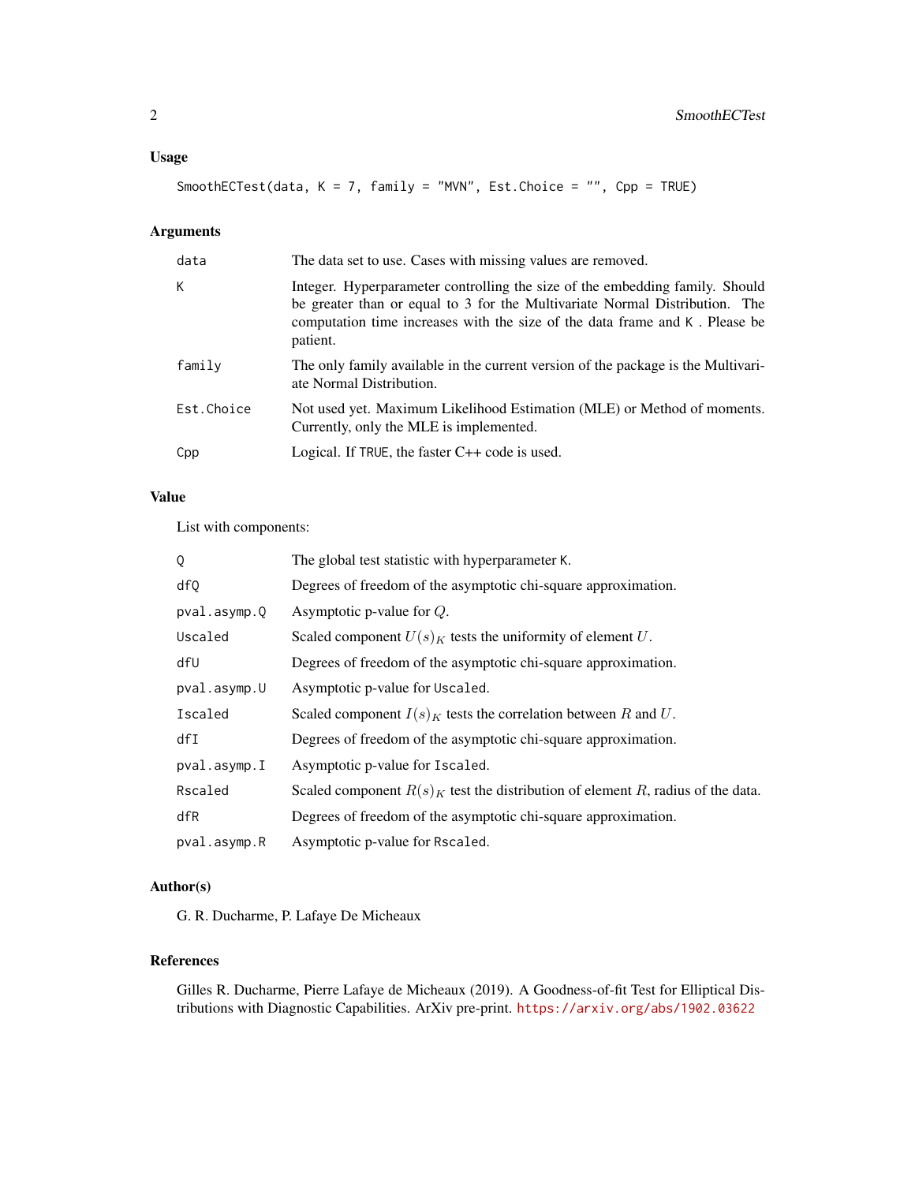### Usage

```
SmoothECTest(data, K = 7, family = "MVN", Est.Choice = "", Cpp = TRUE)
```

### Arguments

| | |
|---|---|
| `data` | The data set to use. Cases with missing values are removed. |
| `K` | Integer. Hyperparameter controlling the size of the embedding family. Should be greater than or equal to 3 for the Multivariate Normal Distribution. The computation time increases with the size of the data frame and `K` . Please be patient. |
| `family` | The only family available in the current version of the package is the Multivariate Normal Distribution. |
| `Est.Choice` | Not used yet. Maximum Likelihood Estimation (MLE) or Method of moments. Currently, only the MLE is implemented. |
| `Cpp` | Logical. If `TRUE`, the faster C++ code is used. |

### Value

List with components:

| | |
|---|---|
| `Q` | The global test statistic with hyperparameter `K`. |
| `dfQ` | Degrees of freedom of the asymptotic chi-square approximation. |
| `pval.asymp.Q` | Asymptotic p-value for $Q$. |
| `Uscaled` | Scaled component $U(s)_K$ tests the uniformity of element $U$. |
| `dfU` | Degrees of freedom of the asymptotic chi-square approximation. |
| `pval.asymp.U` | Asymptotic p-value for `Uscaled`. |
| `Iscaled` | Scaled component $I(s)_K$ tests the correlation between $R$ and $U$. |
| `dfI` | Degrees of freedom of the asymptotic chi-square approximation. |
| `pval.asymp.I` | Asymptotic p-value for `Iscaled`. |
| `Rscaled` | Scaled component $R(s)_K$ test the distribution of element $R$, radius of the data. |
| `dfR` | Degrees of freedom of the asymptotic chi-square approximation. |
| `pval.asymp.R` | Asymptotic p-value for `Rscaled`. |

### Author(s)

G. R. Ducharme, P. Lafaye De Micheaux

### References

Gilles R. Ducharme, Pierre Lafaye de Micheaux (2019). A Goodness-of-fit Test for Elliptical Distributions with Diagnostic Capabilities. ArXiv pre-print. https://arxiv.org/abs/1902.03622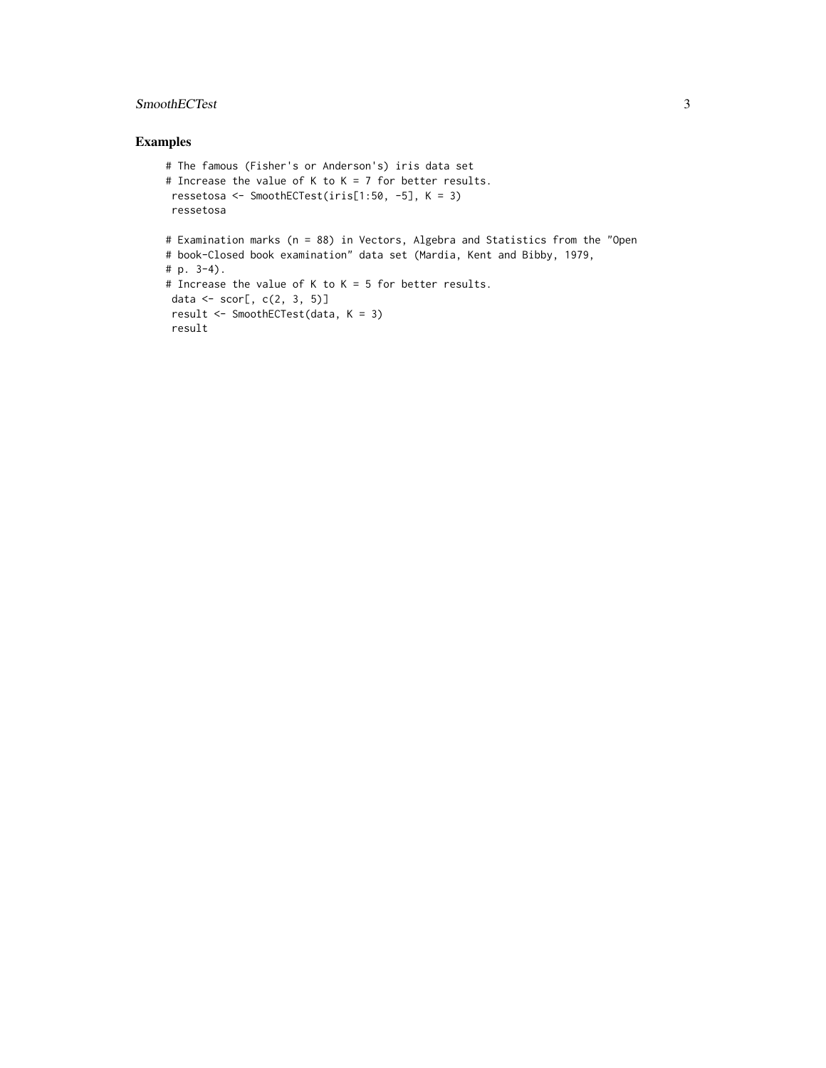## Examples

```
# The famous (Fisher's or Anderson's) iris data set
# Increase the value of K to K = 7 for better results.
 ressetosa <- SmoothECTest(iris[1:50, -5], K = 3)
 ressetosa

# Examination marks (n = 88) in Vectors, Algebra and Statistics from the "Open
# book-Closed book examination" data set (Mardia, Kent and Bibby, 1979,
# p. 3-4).
# Increase the value of K to K = 5 for better results.
 data <- scor[, c(2, 3, 5)]
 result <- SmoothECTest(data, K = 3)
 result
```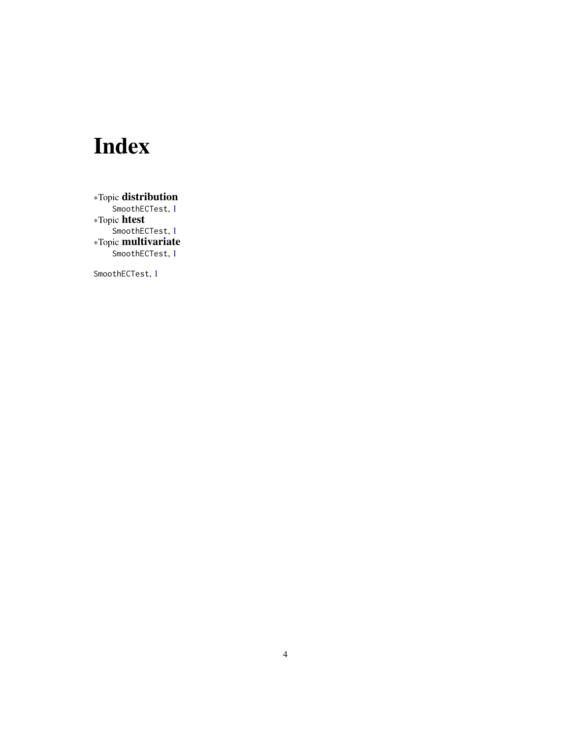# Index

∗Topic **distribution**
    SmoothECTest, 1
∗Topic **htest**
    SmoothECTest, 1
∗Topic **multivariate**
    SmoothECTest, 1

SmoothECTest, 1